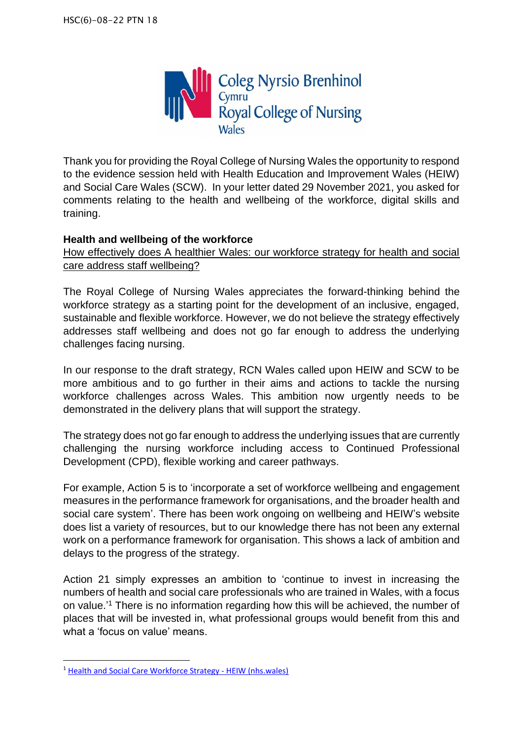HSC(6)-08-22 PTN 18

Coleg Nyrsio Brenhinol Cymru
Royal College of Nursing Wales

Thank you for providing the Royal College of Nursing Wales the opportunity to respond to the evidence session held with Health Education and Improvement Wales (HEIW) and Social Care Wales (SCW). In your letter dated 29 November 2021, you asked for comments relating to the health and wellbeing of the workforce, digital skills and training.

**Health and wellbeing of the workforce**

How effectively does A healthier Wales: our workforce strategy for health and social care address staff wellbeing?

The Royal College of Nursing Wales appreciates the forward-thinking behind the workforce strategy as a starting point for the development of an inclusive, engaged, sustainable and flexible workforce. However, we do not believe the strategy effectively addresses staff wellbeing and does not go far enough to address the underlying challenges facing nursing.

In our response to the draft strategy, RCN Wales called upon HEIW and SCW to be more ambitious and to go further in their aims and actions to tackle the nursing workforce challenges across Wales. This ambition now urgently needs to be demonstrated in the delivery plans that will support the strategy.

The strategy does not go far enough to address the underlying issues that are currently challenging the nursing workforce including access to Continued Professional Development (CPD), flexible working and career pathways.

For example, Action 5 is to 'incorporate a set of workforce wellbeing and engagement measures in the performance framework for organisations, and the broader health and social care system'. There has been work ongoing on wellbeing and HEIW's website does list a variety of resources, but to our knowledge there has not been any external work on a performance framework for organisation. This shows a lack of ambition and delays to the progress of the strategy.

Action 21 simply expresses an ambition to 'continue to invest in increasing the numbers of health and social care professionals who are trained in Wales, with a focus on value.'[1] There is no information regarding how this will be achieved, the number of places that will be invested in, what professional groups would benefit from this and what a 'focus on value' means.

[1] Health and Social Care Workforce Strategy - HEIW (nhs.wales)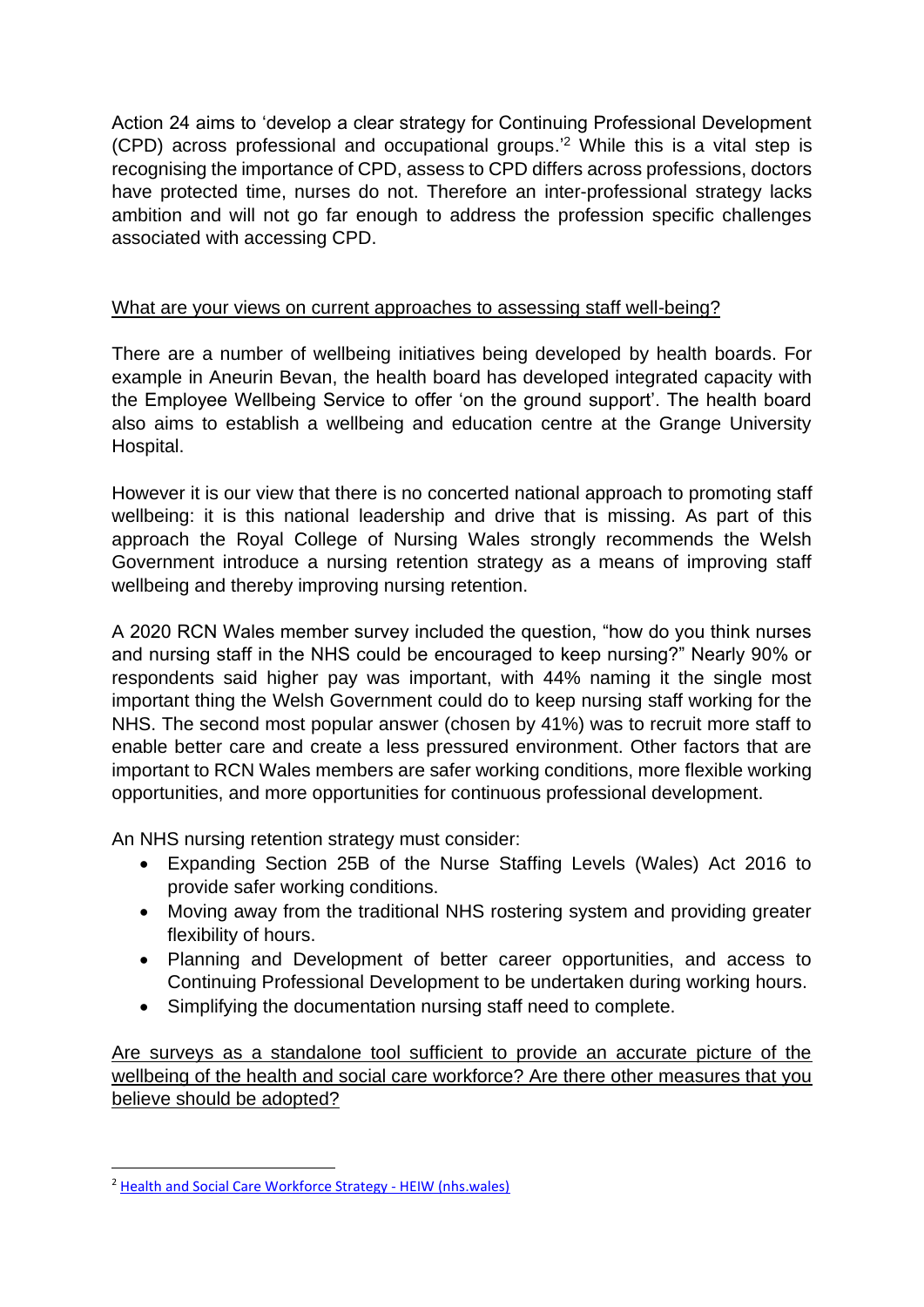Action 24 aims to 'develop a clear strategy for Continuing Professional Development (CPD) across professional and occupational groups.'[2] While this is a vital step is recognising the importance of CPD, assess to CPD differs across professions, doctors have protected time, nurses do not. Therefore an inter-professional strategy lacks ambition and will not go far enough to address the profession specific challenges associated with accessing CPD.

<u>What are your views on current approaches to assessing staff well-being?</u>

There are a number of wellbeing initiatives being developed by health boards. For example in Aneurin Bevan, the health board has developed integrated capacity with the Employee Wellbeing Service to offer 'on the ground support'. The health board also aims to establish a wellbeing and education centre at the Grange University Hospital.

However it is our view that there is no concerted national approach to promoting staff wellbeing: it is this national leadership and drive that is missing. As part of this approach the Royal College of Nursing Wales strongly recommends the Welsh Government introduce a nursing retention strategy as a means of improving staff wellbeing and thereby improving nursing retention.

A 2020 RCN Wales member survey included the question, "how do you think nurses and nursing staff in the NHS could be encouraged to keep nursing?" Nearly 90% or respondents said higher pay was important, with 44% naming it the single most important thing the Welsh Government could do to keep nursing staff working for the NHS. The second most popular answer (chosen by 41%) was to recruit more staff to enable better care and create a less pressured environment. Other factors that are important to RCN Wales members are safer working conditions, more flexible working opportunities, and more opportunities for continuous professional development.

An NHS nursing retention strategy must consider:

- Expanding Section 25B of the Nurse Staffing Levels (Wales) Act 2016 to provide safer working conditions.
- Moving away from the traditional NHS rostering system and providing greater flexibility of hours.
- Planning and Development of better career opportunities, and access to Continuing Professional Development to be undertaken during working hours.
- Simplifying the documentation nursing staff need to complete.

<u>Are surveys as a standalone tool sufficient to provide an accurate picture of the wellbeing of the health and social care workforce? Are there other measures that you believe should be adopted?</u>

---

[2] Health and Social Care Workforce Strategy - HEIW (nhs.wales)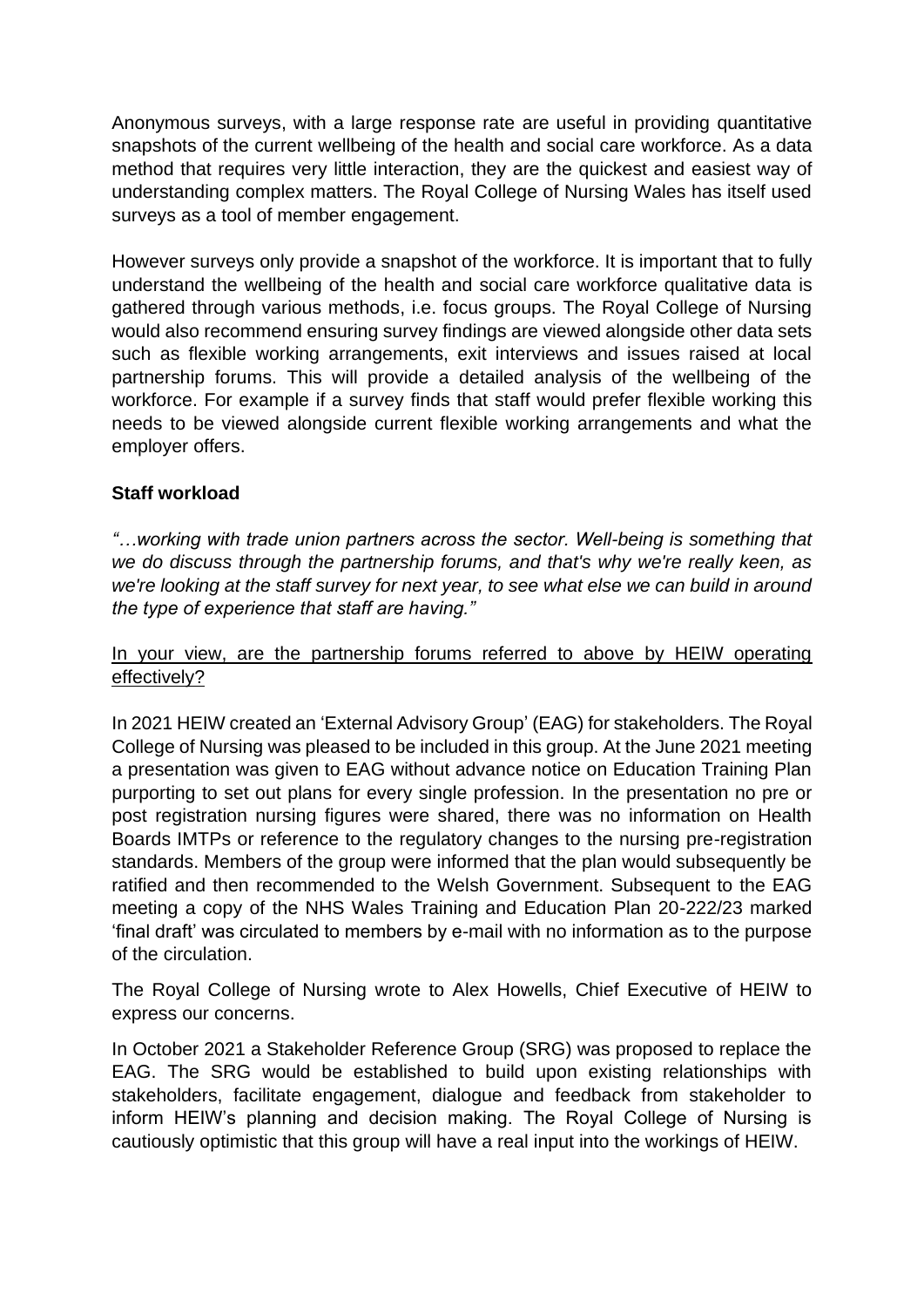Anonymous surveys, with a large response rate are useful in providing quantitative snapshots of the current wellbeing of the health and social care workforce. As a data method that requires very little interaction, they are the quickest and easiest way of understanding complex matters. The Royal College of Nursing Wales has itself used surveys as a tool of member engagement.

However surveys only provide a snapshot of the workforce. It is important that to fully understand the wellbeing of the health and social care workforce qualitative data is gathered through various methods, i.e. focus groups. The Royal College of Nursing would also recommend ensuring survey findings are viewed alongside other data sets such as flexible working arrangements, exit interviews and issues raised at local partnership forums. This will provide a detailed analysis of the wellbeing of the workforce. For example if a survey finds that staff would prefer flexible working this needs to be viewed alongside current flexible working arrangements and what the employer offers.

**Staff workload**

*"…working with trade union partners across the sector. Well-being is something that we do discuss through the partnership forums, and that's why we're really keen, as we're looking at the staff survey for next year, to see what else we can build in around the type of experience that staff are having."*

<u>In your view, are the partnership forums referred to above by HEIW operating effectively?</u>

In 2021 HEIW created an 'External Advisory Group' (EAG) for stakeholders. The Royal College of Nursing was pleased to be included in this group. At the June 2021 meeting a presentation was given to EAG without advance notice on Education Training Plan purporting to set out plans for every single profession. In the presentation no pre or post registration nursing figures were shared, there was no information on Health Boards IMTPs or reference to the regulatory changes to the nursing pre-registration standards. Members of the group were informed that the plan would subsequently be ratified and then recommended to the Welsh Government. Subsequent to the EAG meeting a copy of the NHS Wales Training and Education Plan 20-222/23 marked 'final draft' was circulated to members by e-mail with no information as to the purpose of the circulation.

The Royal College of Nursing wrote to Alex Howells, Chief Executive of HEIW to express our concerns.

In October 2021 a Stakeholder Reference Group (SRG) was proposed to replace the EAG. The SRG would be established to build upon existing relationships with stakeholders, facilitate engagement, dialogue and feedback from stakeholder to inform HEIW's planning and decision making. The Royal College of Nursing is cautiously optimistic that this group will have a real input into the workings of HEIW.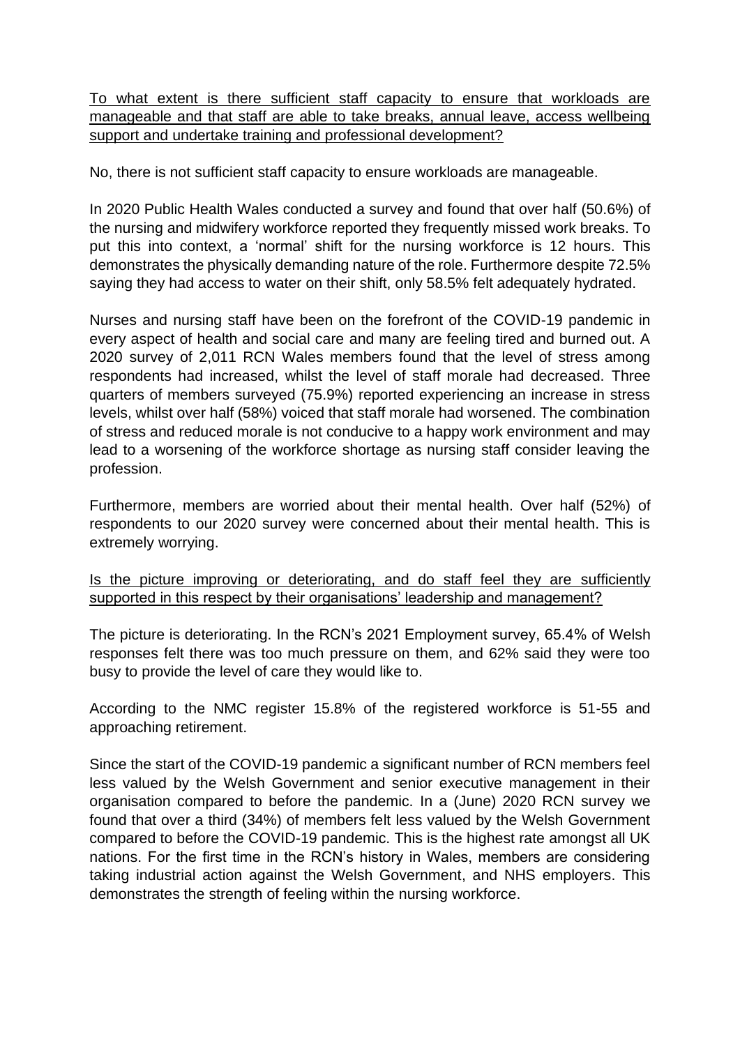<u>To what extent is there sufficient staff capacity to ensure that workloads are manageable and that staff are able to take breaks, annual leave, access wellbeing support and undertake training and professional development?</u>

No, there is not sufficient staff capacity to ensure workloads are manageable.

In 2020 Public Health Wales conducted a survey and found that over half (50.6%) of the nursing and midwifery workforce reported they frequently missed work breaks. To put this into context, a 'normal' shift for the nursing workforce is 12 hours. This demonstrates the physically demanding nature of the role. Furthermore despite 72.5% saying they had access to water on their shift, only 58.5% felt adequately hydrated.

Nurses and nursing staff have been on the forefront of the COVID-19 pandemic in every aspect of health and social care and many are feeling tired and burned out. A 2020 survey of 2,011 RCN Wales members found that the level of stress among respondents had increased, whilst the level of staff morale had decreased. Three quarters of members surveyed (75.9%) reported experiencing an increase in stress levels, whilst over half (58%) voiced that staff morale had worsened. The combination of stress and reduced morale is not conducive to a happy work environment and may lead to a worsening of the workforce shortage as nursing staff consider leaving the profession.

Furthermore, members are worried about their mental health. Over half (52%) of respondents to our 2020 survey were concerned about their mental health. This is extremely worrying.

<u>Is the picture improving or deteriorating, and do staff feel they are sufficiently supported in this respect by their organisations' leadership and management?</u>

The picture is deteriorating. In the RCN's 2021 Employment survey, 65.4% of Welsh responses felt there was too much pressure on them, and 62% said they were too busy to provide the level of care they would like to.

According to the NMC register 15.8% of the registered workforce is 51-55 and approaching retirement.

Since the start of the COVID-19 pandemic a significant number of RCN members feel less valued by the Welsh Government and senior executive management in their organisation compared to before the pandemic. In a (June) 2020 RCN survey we found that over a third (34%) of members felt less valued by the Welsh Government compared to before the COVID-19 pandemic. This is the highest rate amongst all UK nations. For the first time in the RCN's history in Wales, members are considering taking industrial action against the Welsh Government, and NHS employers. This demonstrates the strength of feeling within the nursing workforce.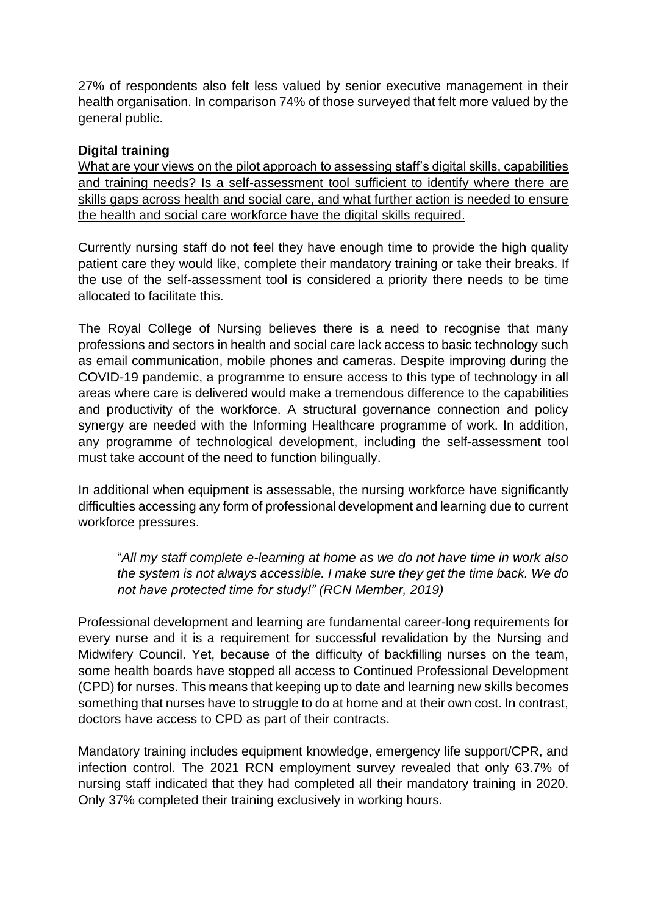27% of respondents also felt less valued by senior executive management in their health organisation. In comparison 74% of those surveyed that felt more valued by the general public.

**Digital training**

What are your views on the pilot approach to assessing staff's digital skills, capabilities and training needs? Is a self-assessment tool sufficient to identify where there are skills gaps across health and social care, and what further action is needed to ensure the health and social care workforce have the digital skills required.

Currently nursing staff do not feel they have enough time to provide the high quality patient care they would like, complete their mandatory training or take their breaks. If the use of the self-assessment tool is considered a priority there needs to be time allocated to facilitate this.

The Royal College of Nursing believes there is a need to recognise that many professions and sectors in health and social care lack access to basic technology such as email communication, mobile phones and cameras. Despite improving during the COVID-19 pandemic, a programme to ensure access to this type of technology in all areas where care is delivered would make a tremendous difference to the capabilities and productivity of the workforce. A structural governance connection and policy synergy are needed with the Informing Healthcare programme of work. In addition, any programme of technological development, including the self-assessment tool must take account of the need to function bilingually.

In additional when equipment is assessable, the nursing workforce have significantly difficulties accessing any form of professional development and learning due to current workforce pressures.

> "*All my staff complete e-learning at home as we do not have time in work also the system is not always accessible. I make sure they get the time back. We do not have protected time for study!" (RCN Member, 2019)*

Professional development and learning are fundamental career-long requirements for every nurse and it is a requirement for successful revalidation by the Nursing and Midwifery Council. Yet, because of the difficulty of backfilling nurses on the team, some health boards have stopped all access to Continued Professional Development (CPD) for nurses. This means that keeping up to date and learning new skills becomes something that nurses have to struggle to do at home and at their own cost. In contrast, doctors have access to CPD as part of their contracts.

Mandatory training includes equipment knowledge, emergency life support/CPR, and infection control. The 2021 RCN employment survey revealed that only 63.7% of nursing staff indicated that they had completed all their mandatory training in 2020. Only 37% completed their training exclusively in working hours.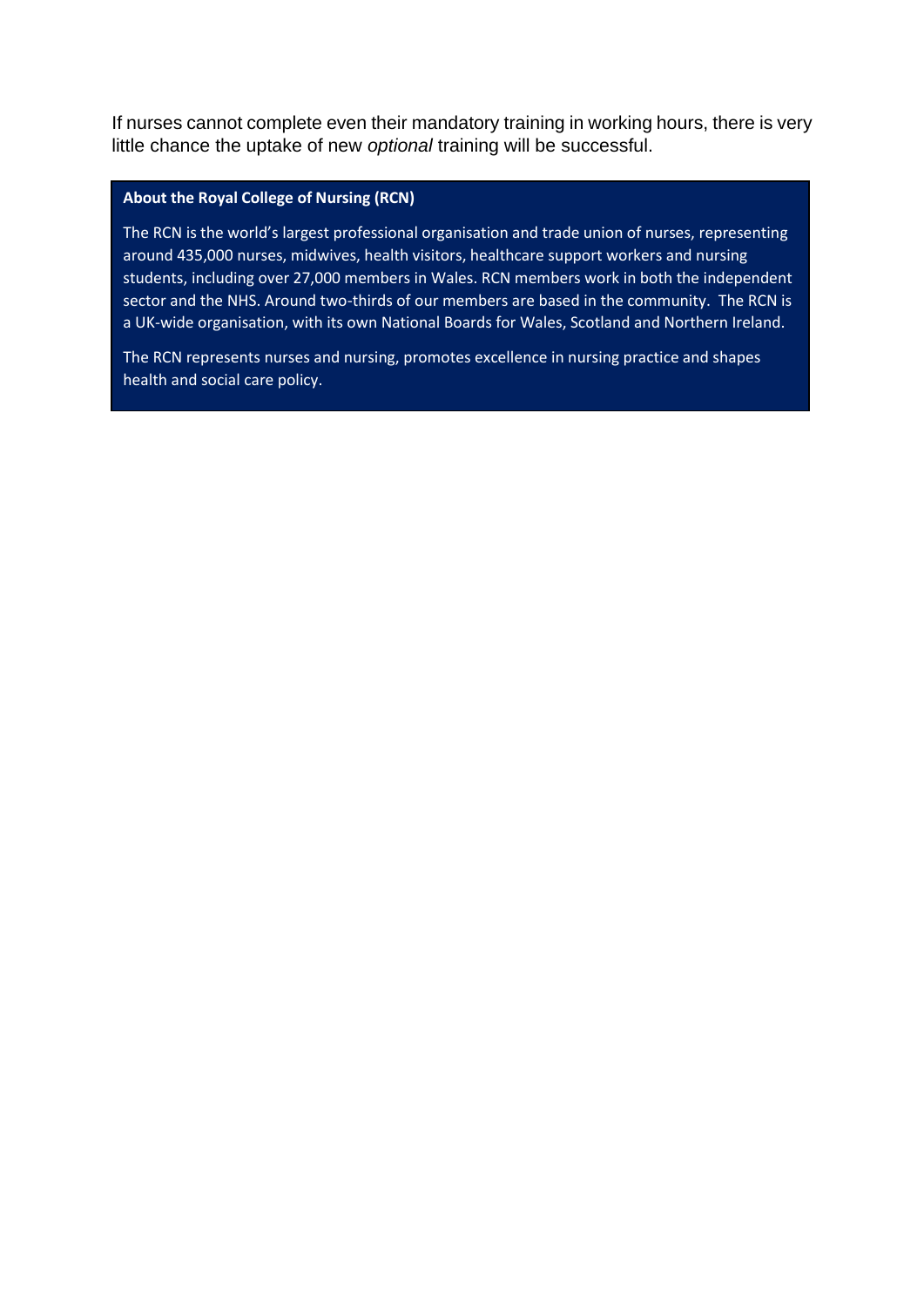If nurses cannot complete even their mandatory training in working hours, there is very little chance the uptake of new *optional* training will be successful.

**About the Royal College of Nursing (RCN)**

The RCN is the world's largest professional organisation and trade union of nurses, representing around 435,000 nurses, midwives, health visitors, healthcare support workers and nursing students, including over 27,000 members in Wales. RCN members work in both the independent sector and the NHS. Around two-thirds of our members are based in the community. The RCN is a UK-wide organisation, with its own National Boards for Wales, Scotland and Northern Ireland.

The RCN represents nurses and nursing, promotes excellence in nursing practice and shapes health and social care policy.